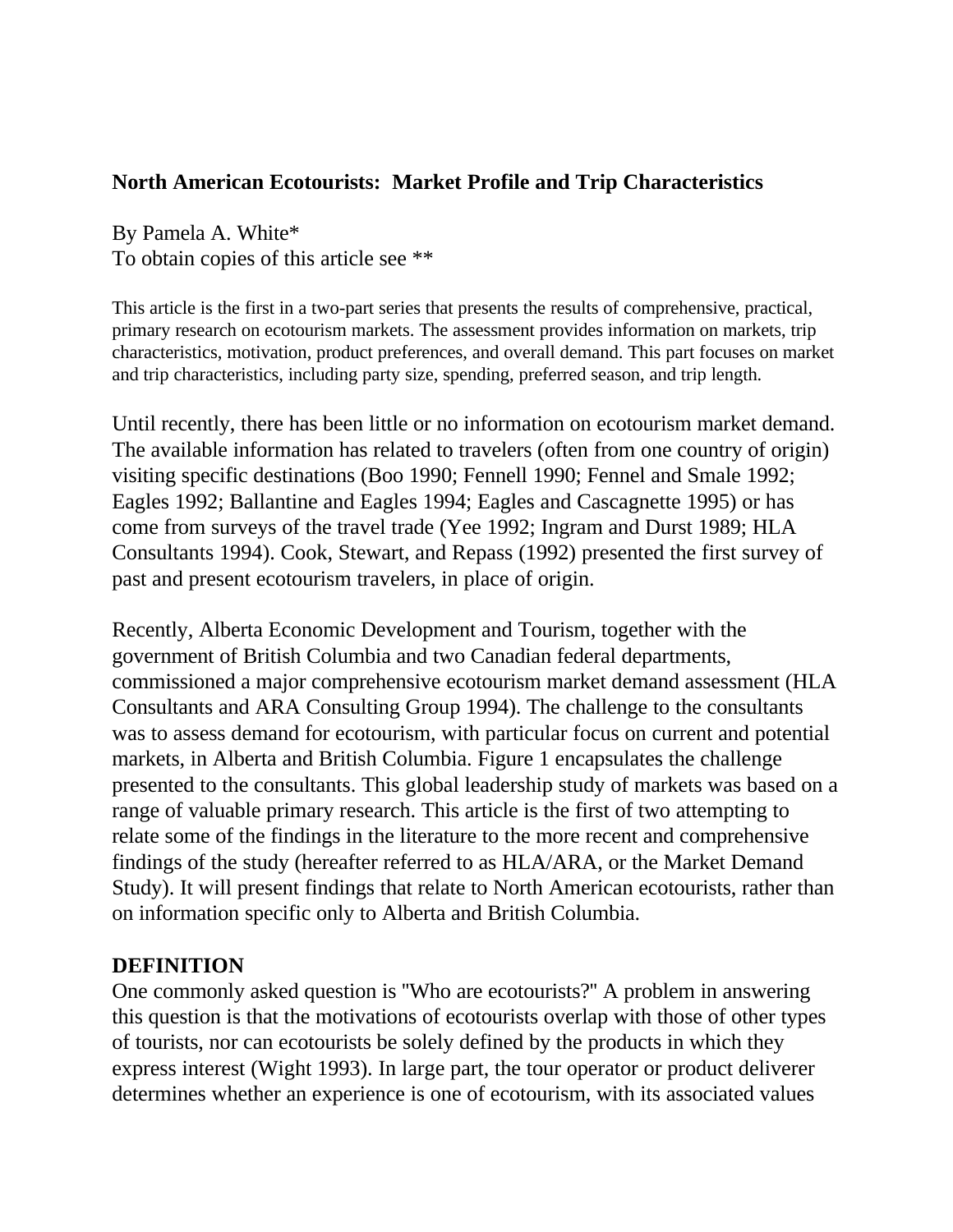# North American Ecotourists: Market Profile and Trip Characteristics

By Pamela A. White*
To obtain copies of this article see **

This article is the first in a two-part series that presents the results of comprehensive, practical, primary research on ecotourism markets. The assessment provides information on markets, trip characteristics, motivation, product preferences, and overall demand. This part focuses on market and trip characteristics, including party size, spending, preferred season, and trip length.

Until recently, there has been little or no information on ecotourism market demand. The available information has related to travelers (often from one country of origin) visiting specific destinations (Boo 1990; Fennell 1990; Fennel and Smale 1992; Eagles 1992; Ballantine and Eagles 1994; Eagles and Cascagnette 1995) or has come from surveys of the travel trade (Yee 1992; Ingram and Durst 1989; HLA Consultants 1994). Cook, Stewart, and Repass (1992) presented the first survey of past and present ecotourism travelers, in place of origin.

Recently, Alberta Economic Development and Tourism, together with the government of British Columbia and two Canadian federal departments, commissioned a major comprehensive ecotourism market demand assessment (HLA Consultants and ARA Consulting Group 1994). The challenge to the consultants was to assess demand for ecotourism, with particular focus on current and potential markets, in Alberta and British Columbia. Figure 1 encapsulates the challenge presented to the consultants. This global leadership study of markets was based on a range of valuable primary research. This article is the first of two attempting to relate some of the findings in the literature to the more recent and comprehensive findings of the study (hereafter referred to as HLA/ARA, or the Market Demand Study). It will present findings that relate to North American ecotourists, rather than on information specific only to Alberta and British Columbia.

## DEFINITION

One commonly asked question is "Who are ecotourists?" A problem in answering this question is that the motivations of ecotourists overlap with those of other types of tourists, nor can ecotourists be solely defined by the products in which they express interest (Wight 1993). In large part, the tour operator or product deliverer determines whether an experience is one of ecotourism, with its associated values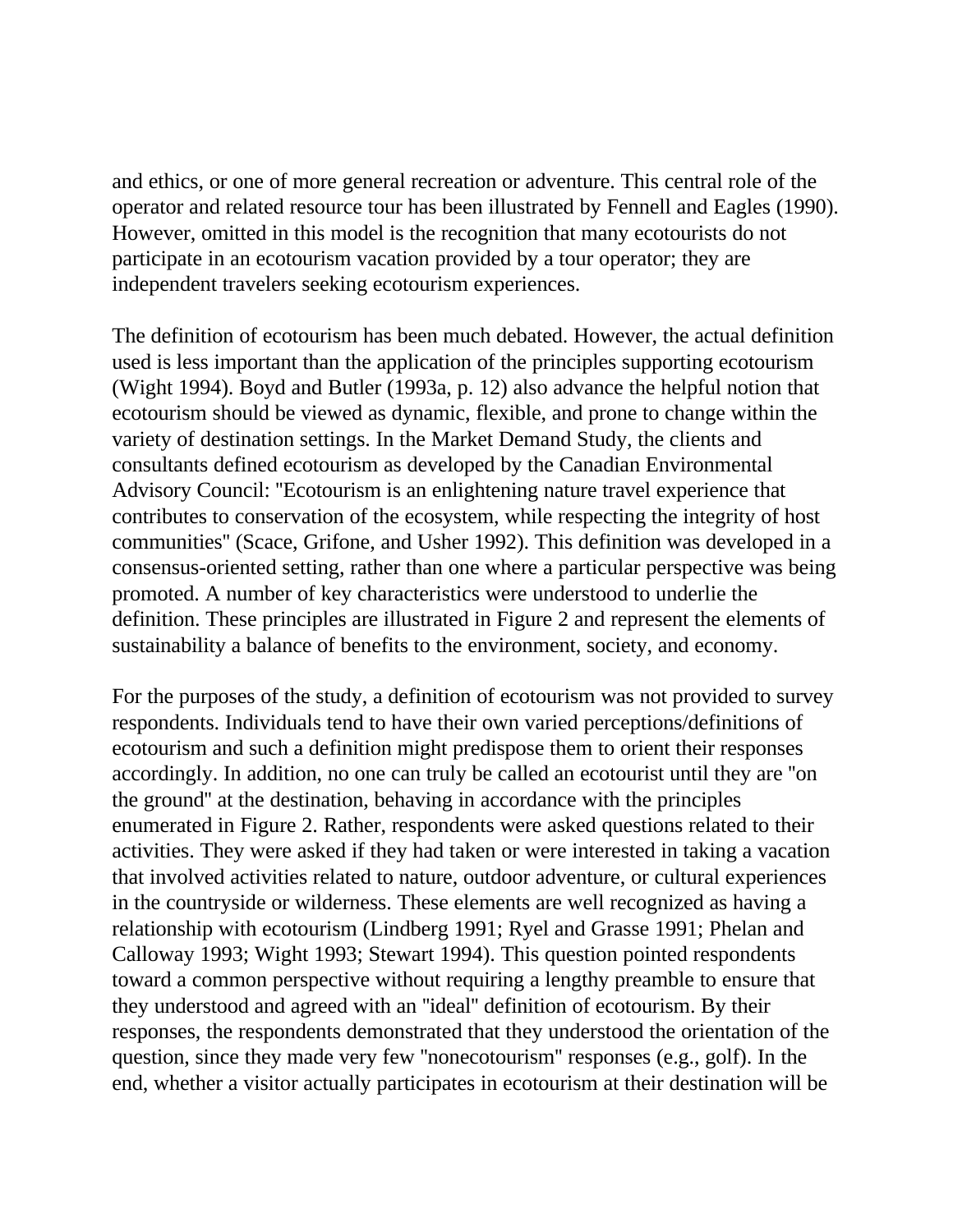and ethics, or one of more general recreation or adventure. This central role of the operator and related resource tour has been illustrated by Fennell and Eagles (1990). However, omitted in this model is the recognition that many ecotourists do not participate in an ecotourism vacation provided by a tour operator; they are independent travelers seeking ecotourism experiences.

The definition of ecotourism has been much debated. However, the actual definition used is less important than the application of the principles supporting ecotourism (Wight 1994). Boyd and Butler (1993a, p. 12) also advance the helpful notion that ecotourism should be viewed as dynamic, flexible, and prone to change within the variety of destination settings. In the Market Demand Study, the clients and consultants defined ecotourism as developed by the Canadian Environmental Advisory Council: "Ecotourism is an enlightening nature travel experience that contributes to conservation of the ecosystem, while respecting the integrity of host communities" (Scace, Grifone, and Usher 1992). This definition was developed in a consensus-oriented setting, rather than one where a particular perspective was being promoted. A number of key characteristics were understood to underlie the definition. These principles are illustrated in Figure 2 and represent the elements of sustainability a balance of benefits to the environment, society, and economy.

For the purposes of the study, a definition of ecotourism was not provided to survey respondents. Individuals tend to have their own varied perceptions/definitions of ecotourism and such a definition might predispose them to orient their responses accordingly. In addition, no one can truly be called an ecotourist until they are "on the ground" at the destination, behaving in accordance with the principles enumerated in Figure 2. Rather, respondents were asked questions related to their activities. They were asked if they had taken or were interested in taking a vacation that involved activities related to nature, outdoor adventure, or cultural experiences in the countryside or wilderness. These elements are well recognized as having a relationship with ecotourism (Lindberg 1991; Ryel and Grasse 1991; Phelan and Calloway 1993; Wight 1993; Stewart 1994). This question pointed respondents toward a common perspective without requiring a lengthy preamble to ensure that they understood and agreed with an "ideal" definition of ecotourism. By their responses, the respondents demonstrated that they understood the orientation of the question, since they made very few "nonecotourism" responses (e.g., golf). In the end, whether a visitor actually participates in ecotourism at their destination will be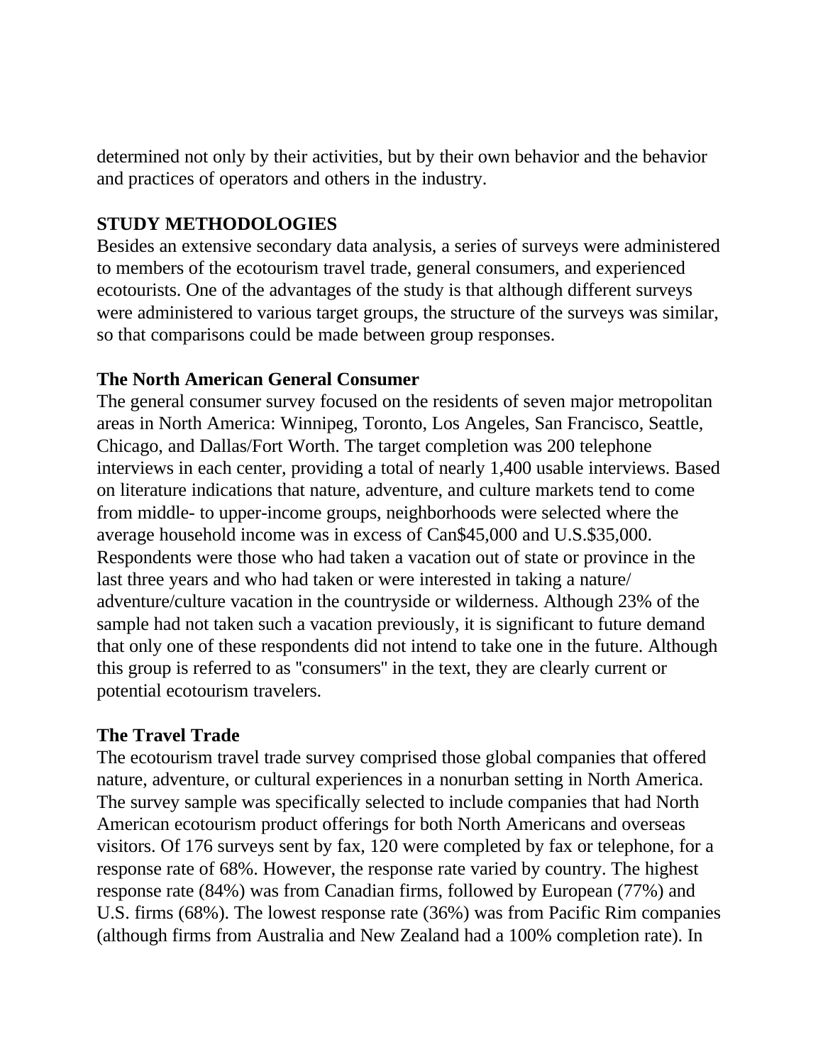determined not only by their activities, but by their own behavior and the behavior and practices of operators and others in the industry.

## STUDY METHODOLOGIES

Besides an extensive secondary data analysis, a series of surveys were administered to members of the ecotourism travel trade, general consumers, and experienced ecotourists. One of the advantages of the study is that although different surveys were administered to various target groups, the structure of the surveys was similar, so that comparisons could be made between group responses.

### The North American General Consumer

The general consumer survey focused on the residents of seven major metropolitan areas in North America: Winnipeg, Toronto, Los Angeles, San Francisco, Seattle, Chicago, and Dallas/Fort Worth. The target completion was 200 telephone interviews in each center, providing a total of nearly 1,400 usable interviews. Based on literature indications that nature, adventure, and culture markets tend to come from middle- to upper-income groups, neighborhoods were selected where the average household income was in excess of Can$45,000 and U.S.$35,000. Respondents were those who had taken a vacation out of state or province in the last three years and who had taken or were interested in taking a nature/ adventure/culture vacation in the countryside or wilderness. Although 23% of the sample had not taken such a vacation previously, it is significant to future demand that only one of these respondents did not intend to take one in the future. Although this group is referred to as "consumers" in the text, they are clearly current or potential ecotourism travelers.

### The Travel Trade

The ecotourism travel trade survey comprised those global companies that offered nature, adventure, or cultural experiences in a nonurban setting in North America. The survey sample was specifically selected to include companies that had North American ecotourism product offerings for both North Americans and overseas visitors. Of 176 surveys sent by fax, 120 were completed by fax or telephone, for a response rate of 68%. However, the response rate varied by country. The highest response rate (84%) was from Canadian firms, followed by European (77%) and U.S. firms (68%). The lowest response rate (36%) was from Pacific Rim companies (although firms from Australia and New Zealand had a 100% completion rate). In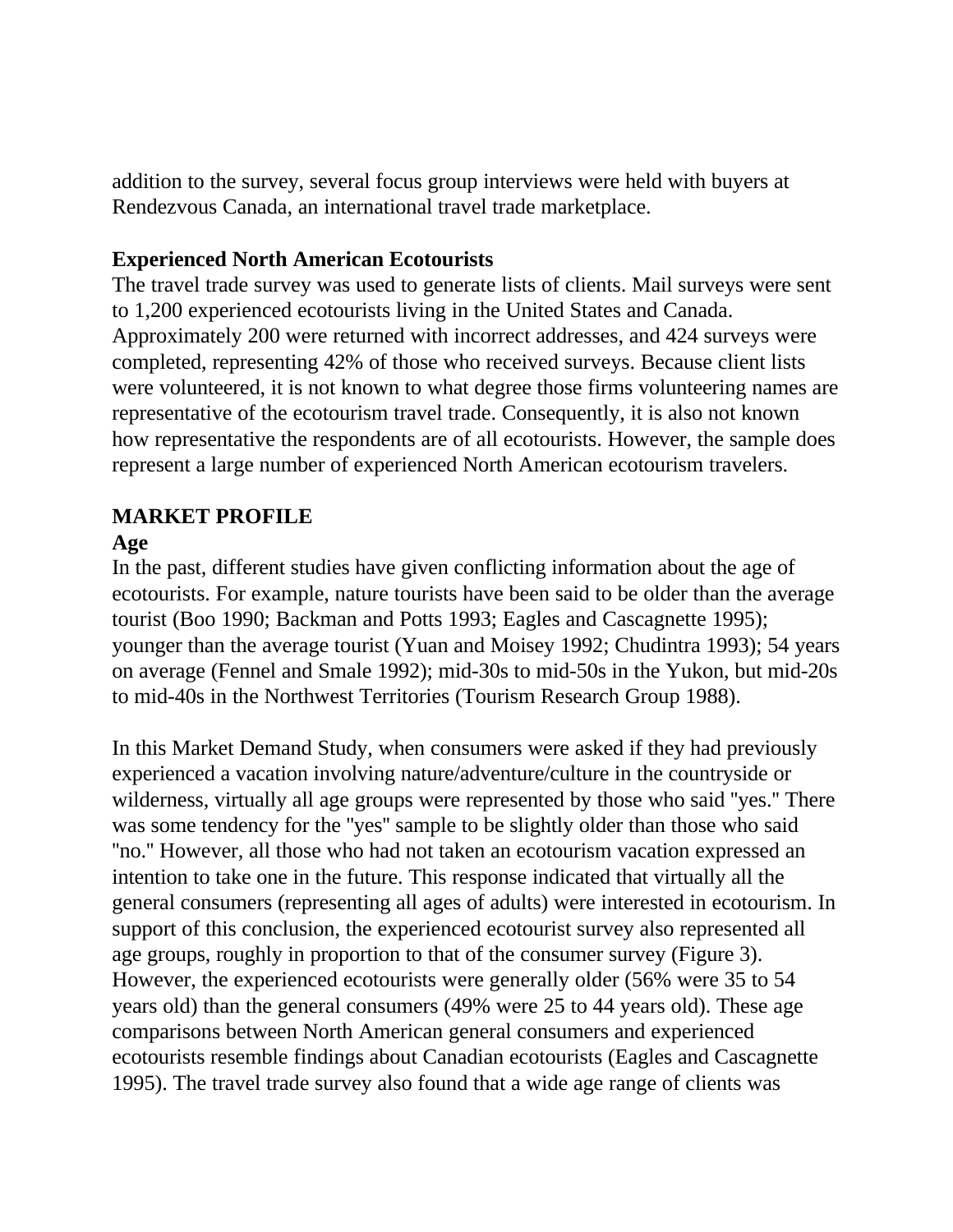addition to the survey, several focus group interviews were held with buyers at Rendezvous Canada, an international travel trade marketplace.

**Experienced North American Ecotourists**

The travel trade survey was used to generate lists of clients. Mail surveys were sent to 1,200 experienced ecotourists living in the United States and Canada. Approximately 200 were returned with incorrect addresses, and 424 surveys were completed, representing 42% of those who received surveys. Because client lists were volunteered, it is not known to what degree those firms volunteering names are representative of the ecotourism travel trade. Consequently, it is also not known how representative the respondents are of all ecotourists. However, the sample does represent a large number of experienced North American ecotourism travelers.

## MARKET PROFILE

### Age

In the past, different studies have given conflicting information about the age of ecotourists. For example, nature tourists have been said to be older than the average tourist (Boo 1990; Backman and Potts 1993; Eagles and Cascagnette 1995); younger than the average tourist (Yuan and Moisey 1992; Chudintra 1993); 54 years on average (Fennel and Smale 1992); mid-30s to mid-50s in the Yukon, but mid-20s to mid-40s in the Northwest Territories (Tourism Research Group 1988).

In this Market Demand Study, when consumers were asked if they had previously experienced a vacation involving nature/adventure/culture in the countryside or wilderness, virtually all age groups were represented by those who said "yes." There was some tendency for the "yes" sample to be slightly older than those who said "no." However, all those who had not taken an ecotourism vacation expressed an intention to take one in the future. This response indicated that virtually all the general consumers (representing all ages of adults) were interested in ecotourism. In support of this conclusion, the experienced ecotourist survey also represented all age groups, roughly in proportion to that of the consumer survey (Figure 3). However, the experienced ecotourists were generally older (56% were 35 to 54 years old) than the general consumers (49% were 25 to 44 years old). These age comparisons between North American general consumers and experienced ecotourists resemble findings about Canadian ecotourists (Eagles and Cascagnette 1995). The travel trade survey also found that a wide age range of clients was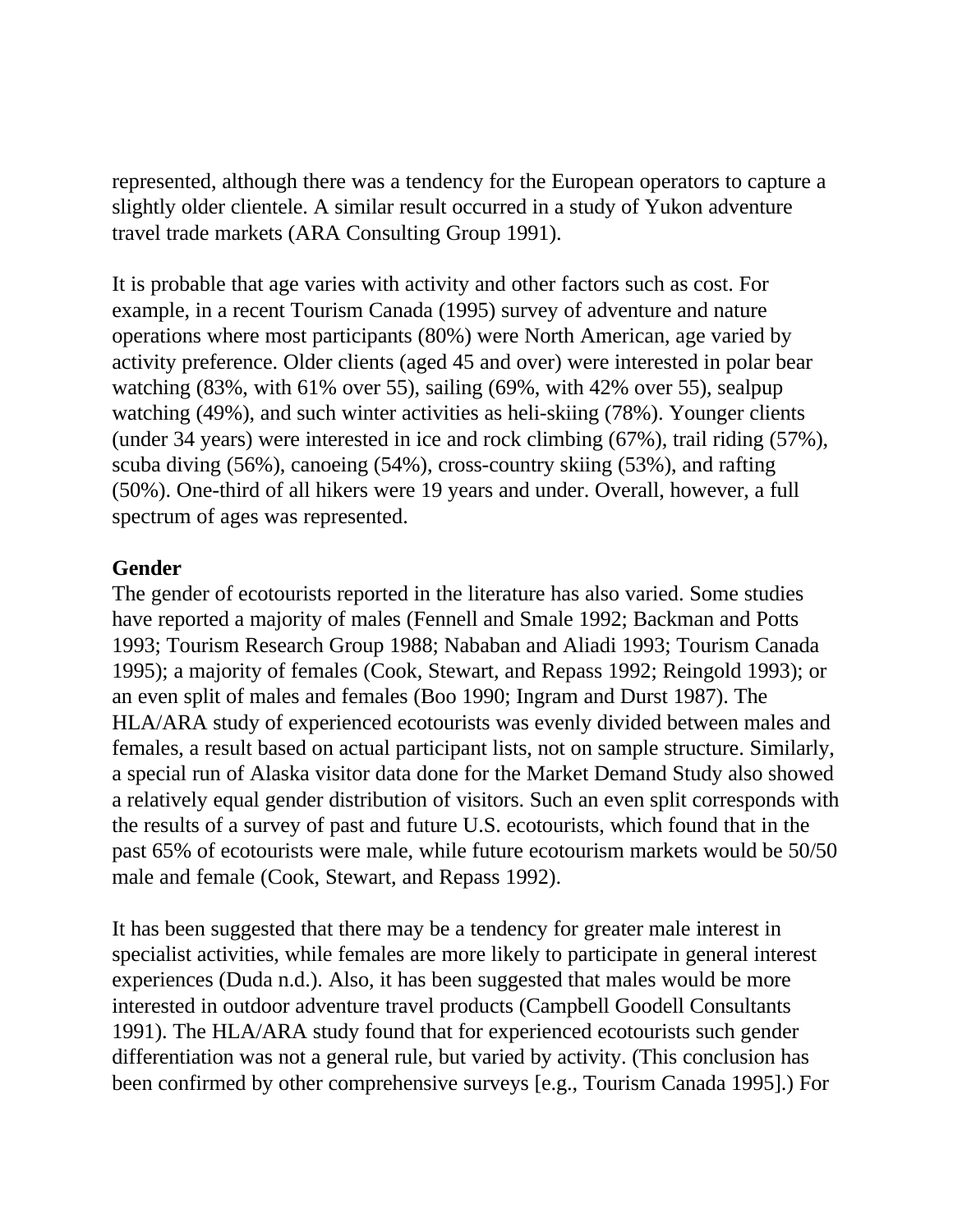represented, although there was a tendency for the European operators to capture a slightly older clientele. A similar result occurred in a study of Yukon adventure travel trade markets (ARA Consulting Group 1991).

It is probable that age varies with activity and other factors such as cost. For example, in a recent Tourism Canada (1995) survey of adventure and nature operations where most participants (80%) were North American, age varied by activity preference. Older clients (aged 45 and over) were interested in polar bear watching (83%, with 61% over 55), sailing (69%, with 42% over 55), sealpup watching (49%), and such winter activities as heli-skiing (78%). Younger clients (under 34 years) were interested in ice and rock climbing (67%), trail riding (57%), scuba diving (56%), canoeing (54%), cross-country skiing (53%), and rafting (50%). One-third of all hikers were 19 years and under. Overall, however, a full spectrum of ages was represented.

**Gender**

The gender of ecotourists reported in the literature has also varied. Some studies have reported a majority of males (Fennell and Smale 1992; Backman and Potts 1993; Tourism Research Group 1988; Nababan and Aliadi 1993; Tourism Canada 1995); a majority of females (Cook, Stewart, and Repass 1992; Reingold 1993); or an even split of males and females (Boo 1990; Ingram and Durst 1987). The HLA/ARA study of experienced ecotourists was evenly divided between males and females, a result based on actual participant lists, not on sample structure. Similarly, a special run of Alaska visitor data done for the Market Demand Study also showed a relatively equal gender distribution of visitors. Such an even split corresponds with the results of a survey of past and future U.S. ecotourists, which found that in the past 65% of ecotourists were male, while future ecotourism markets would be 50/50 male and female (Cook, Stewart, and Repass 1992).

It has been suggested that there may be a tendency for greater male interest in specialist activities, while females are more likely to participate in general interest experiences (Duda n.d.). Also, it has been suggested that males would be more interested in outdoor adventure travel products (Campbell Goodell Consultants 1991). The HLA/ARA study found that for experienced ecotourists such gender differentiation was not a general rule, but varied by activity. (This conclusion has been confirmed by other comprehensive surveys [e.g., Tourism Canada 1995].) For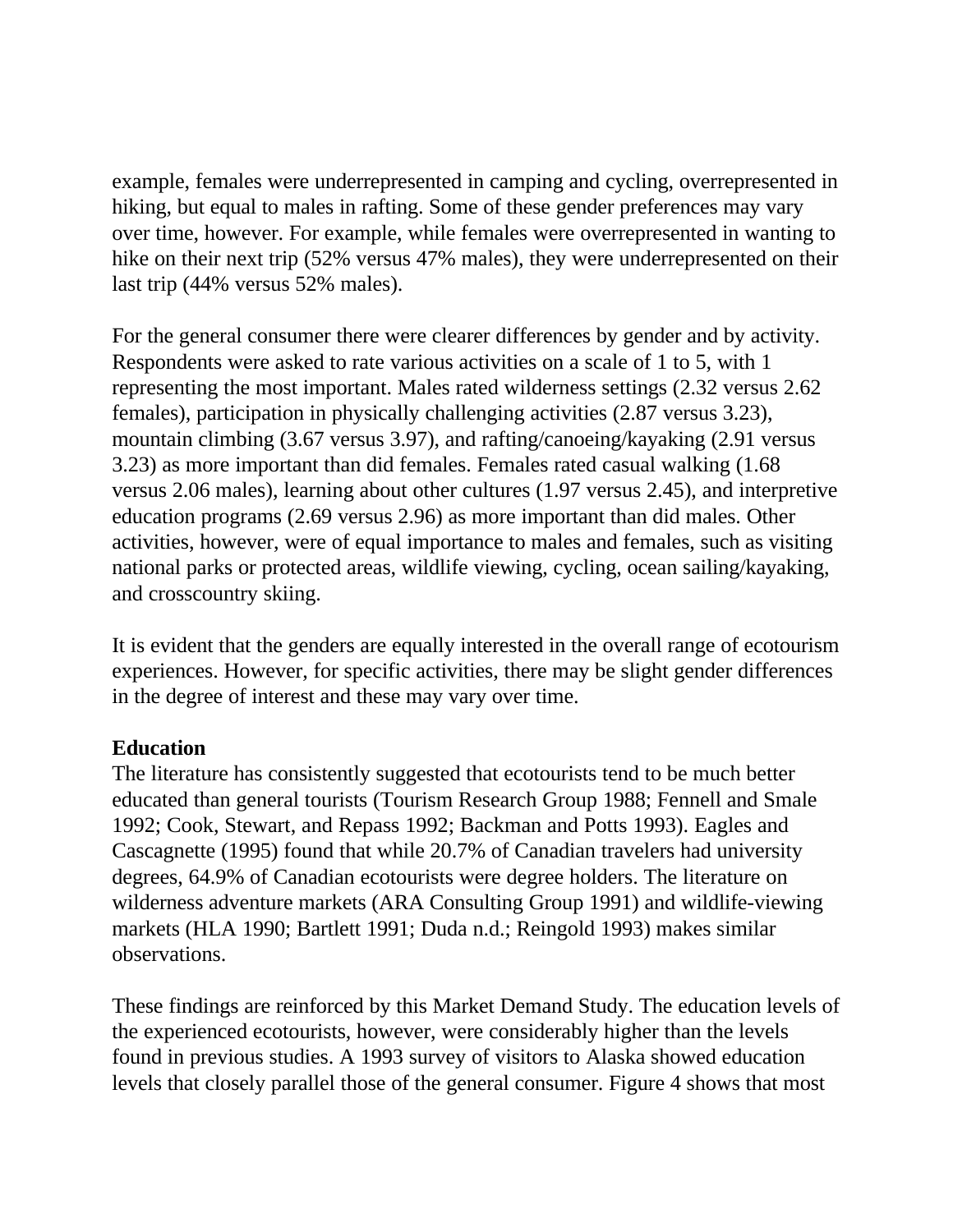example, females were underrepresented in camping and cycling, overrepresented in hiking, but equal to males in rafting. Some of these gender preferences may vary over time, however. For example, while females were overrepresented in wanting to hike on their next trip (52% versus 47% males), they were underrepresented on their last trip (44% versus 52% males).

For the general consumer there were clearer differences by gender and by activity. Respondents were asked to rate various activities on a scale of 1 to 5, with 1 representing the most important. Males rated wilderness settings (2.32 versus 2.62 females), participation in physically challenging activities (2.87 versus 3.23), mountain climbing (3.67 versus 3.97), and rafting/canoeing/kayaking (2.91 versus 3.23) as more important than did females. Females rated casual walking (1.68 versus 2.06 males), learning about other cultures (1.97 versus 2.45), and interpretive education programs (2.69 versus 2.96) as more important than did males. Other activities, however, were of equal importance to males and females, such as visiting national parks or protected areas, wildlife viewing, cycling, ocean sailing/kayaking, and crosscountry skiing.

It is evident that the genders are equally interested in the overall range of ecotourism experiences. However, for specific activities, there may be slight gender differences in the degree of interest and these may vary over time.

**Education**

The literature has consistently suggested that ecotourists tend to be much better educated than general tourists (Tourism Research Group 1988; Fennell and Smale 1992; Cook, Stewart, and Repass 1992; Backman and Potts 1993). Eagles and Cascagnette (1995) found that while 20.7% of Canadian travelers had university degrees, 64.9% of Canadian ecotourists were degree holders. The literature on wilderness adventure markets (ARA Consulting Group 1991) and wildlife-viewing markets (HLA 1990; Bartlett 1991; Duda n.d.; Reingold 1993) makes similar observations.

These findings are reinforced by this Market Demand Study. The education levels of the experienced ecotourists, however, were considerably higher than the levels found in previous studies. A 1993 survey of visitors to Alaska showed education levels that closely parallel those of the general consumer. Figure 4 shows that most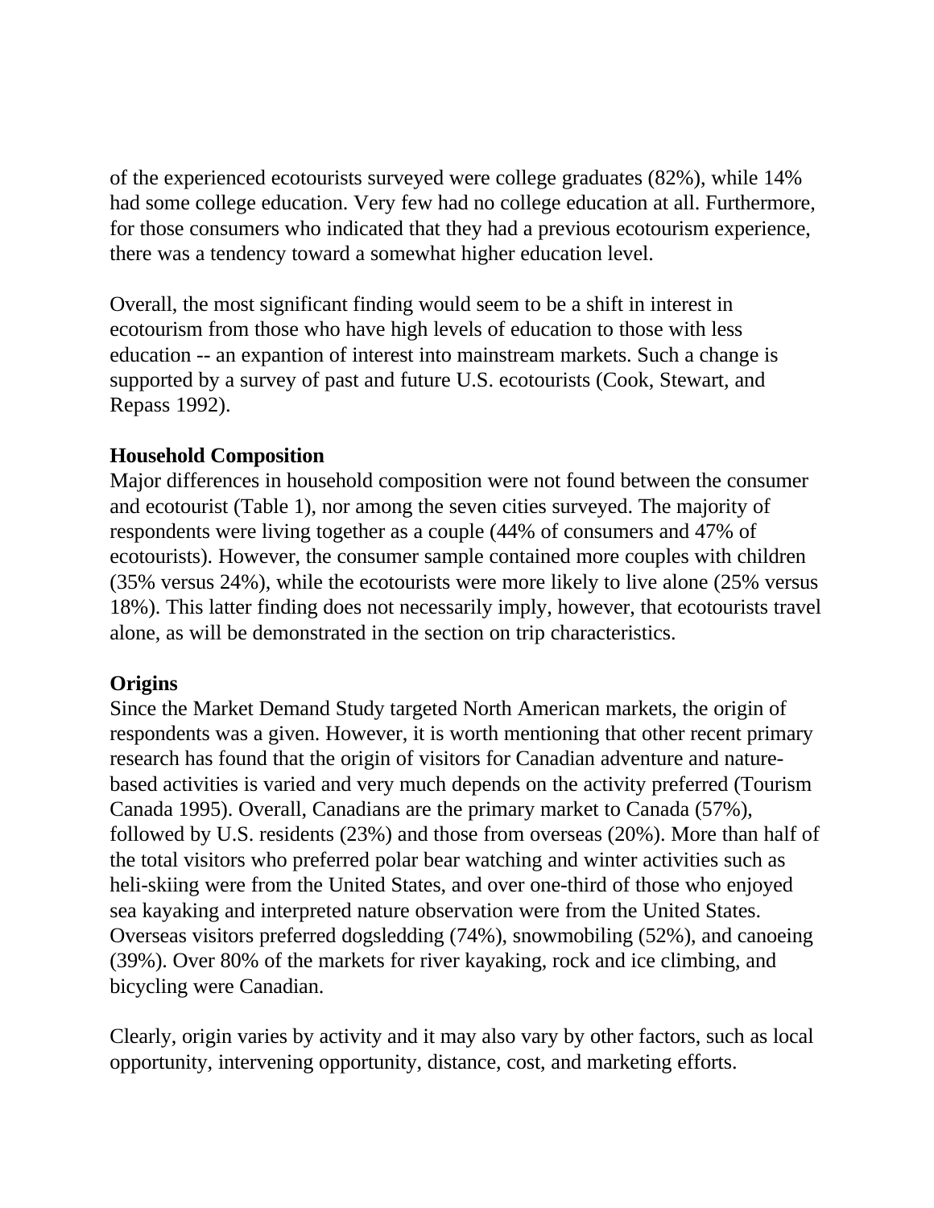of the experienced ecotourists surveyed were college graduates (82%), while 14% had some college education. Very few had no college education at all. Furthermore, for those consumers who indicated that they had a previous ecotourism experience, there was a tendency toward a somewhat higher education level.

Overall, the most significant finding would seem to be a shift in interest in ecotourism from those who have high levels of education to those with less education -- an expantion of interest into mainstream markets. Such a change is supported by a survey of past and future U.S. ecotourists (Cook, Stewart, and Repass 1992).

**Household Composition**

Major differences in household composition were not found between the consumer and ecotourist (Table 1), nor among the seven cities surveyed. The majority of respondents were living together as a couple (44% of consumers and 47% of ecotourists). However, the consumer sample contained more couples with children (35% versus 24%), while the ecotourists were more likely to live alone (25% versus 18%). This latter finding does not necessarily imply, however, that ecotourists travel alone, as will be demonstrated in the section on trip characteristics.

**Origins**

Since the Market Demand Study targeted North American markets, the origin of respondents was a given. However, it is worth mentioning that other recent primary research has found that the origin of visitors for Canadian adventure and nature-based activities is varied and very much depends on the activity preferred (Tourism Canada 1995). Overall, Canadians are the primary market to Canada (57%), followed by U.S. residents (23%) and those from overseas (20%). More than half of the total visitors who preferred polar bear watching and winter activities such as heli-skiing were from the United States, and over one-third of those who enjoyed sea kayaking and interpreted nature observation were from the United States. Overseas visitors preferred dogsledding (74%), snowmobiling (52%), and canoeing (39%). Over 80% of the markets for river kayaking, rock and ice climbing, and bicycling were Canadian.

Clearly, origin varies by activity and it may also vary by other factors, such as local opportunity, intervening opportunity, distance, cost, and marketing efforts.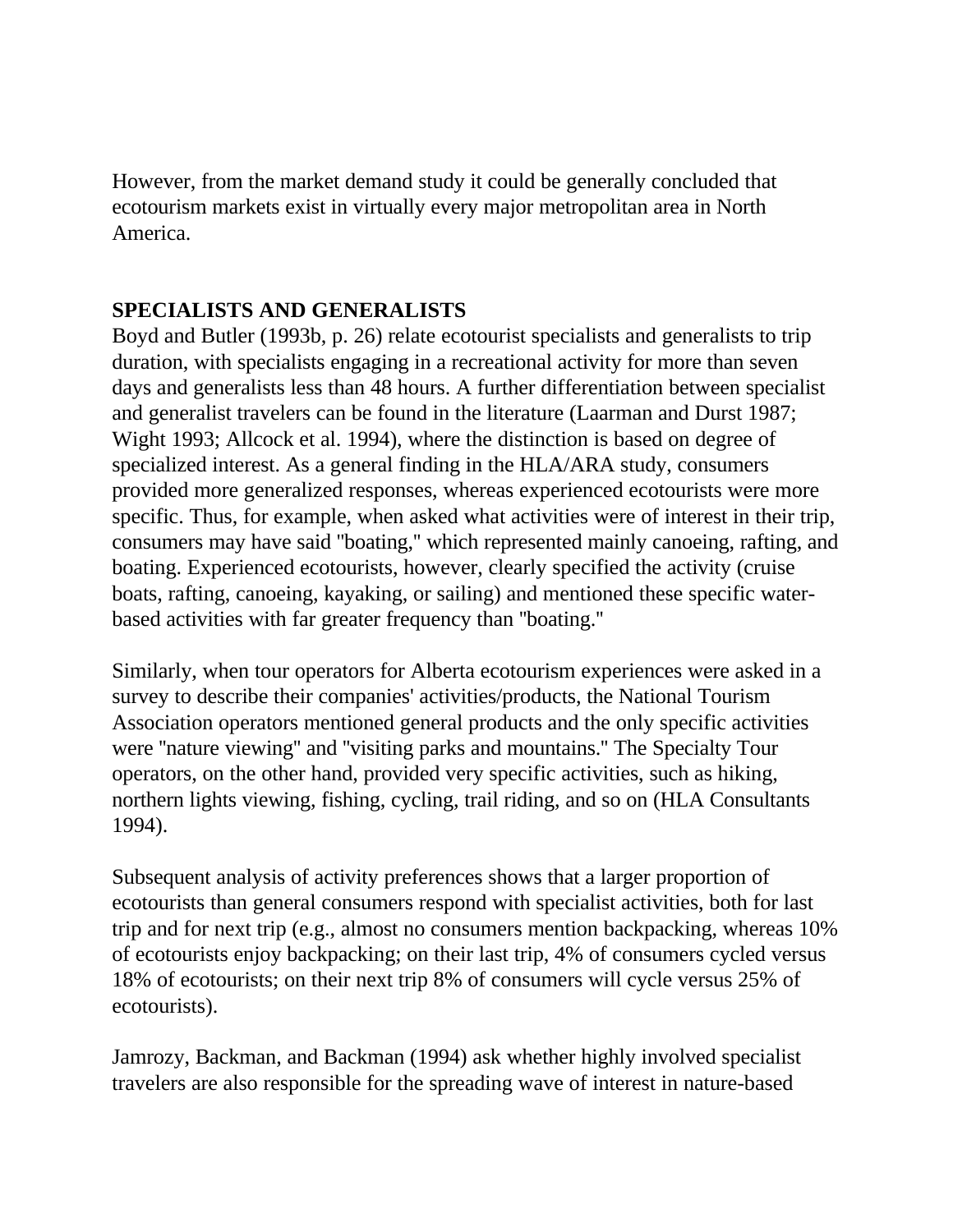However, from the market demand study it could be generally concluded that ecotourism markets exist in virtually every major metropolitan area in North America.

## SPECIALISTS AND GENERALISTS

Boyd and Butler (1993b, p. 26) relate ecotourist specialists and generalists to trip duration, with specialists engaging in a recreational activity for more than seven days and generalists less than 48 hours. A further differentiation between specialist and generalist travelers can be found in the literature (Laarman and Durst 1987; Wight 1993; Allcock et al. 1994), where the distinction is based on degree of specialized interest. As a general finding in the HLA/ARA study, consumers provided more generalized responses, whereas experienced ecotourists were more specific. Thus, for example, when asked what activities were of interest in their trip, consumers may have said "boating," which represented mainly canoeing, rafting, and boating. Experienced ecotourists, however, clearly specified the activity (cruise boats, rafting, canoeing, kayaking, or sailing) and mentioned these specific water-based activities with far greater frequency than "boating."

Similarly, when tour operators for Alberta ecotourism experiences were asked in a survey to describe their companies' activities/products, the National Tourism Association operators mentioned general products and the only specific activities were "nature viewing" and "visiting parks and mountains." The Specialty Tour operators, on the other hand, provided very specific activities, such as hiking, northern lights viewing, fishing, cycling, trail riding, and so on (HLA Consultants 1994).

Subsequent analysis of activity preferences shows that a larger proportion of ecotourists than general consumers respond with specialist activities, both for last trip and for next trip (e.g., almost no consumers mention backpacking, whereas 10% of ecotourists enjoy backpacking; on their last trip, 4% of consumers cycled versus 18% of ecotourists; on their next trip 8% of consumers will cycle versus 25% of ecotourists).

Jamrozy, Backman, and Backman (1994) ask whether highly involved specialist travelers are also responsible for the spreading wave of interest in nature-based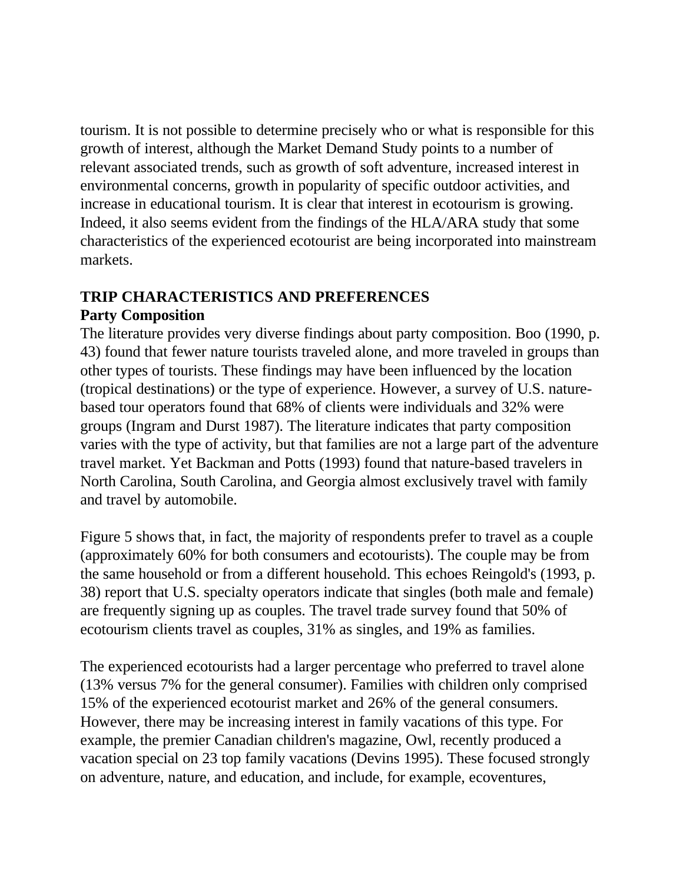tourism. It is not possible to determine precisely who or what is responsible for this growth of interest, although the Market Demand Study points to a number of relevant associated trends, such as growth of soft adventure, increased interest in environmental concerns, growth in popularity of specific outdoor activities, and increase in educational tourism. It is clear that interest in ecotourism is growing. Indeed, it also seems evident from the findings of the HLA/ARA study that some characteristics of the experienced ecotourist are being incorporated into mainstream markets.

## TRIP CHARACTERISTICS AND PREFERENCES

### Party Composition

The literature provides very diverse findings about party composition. Boo (1990, p. 43) found that fewer nature tourists traveled alone, and more traveled in groups than other types of tourists. These findings may have been influenced by the location (tropical destinations) or the type of experience. However, a survey of U.S. nature-based tour operators found that 68% of clients were individuals and 32% were groups (Ingram and Durst 1987). The literature indicates that party composition varies with the type of activity, but that families are not a large part of the adventure travel market. Yet Backman and Potts (1993) found that nature-based travelers in North Carolina, South Carolina, and Georgia almost exclusively travel with family and travel by automobile.

Figure 5 shows that, in fact, the majority of respondents prefer to travel as a couple (approximately 60% for both consumers and ecotourists). The couple may be from the same household or from a different household. This echoes Reingold's (1993, p. 38) report that U.S. specialty operators indicate that singles (both male and female) are frequently signing up as couples. The travel trade survey found that 50% of ecotourism clients travel as couples, 31% as singles, and 19% as families.

The experienced ecotourists had a larger percentage who preferred to travel alone (13% versus 7% for the general consumer). Families with children only comprised 15% of the experienced ecotourist market and 26% of the general consumers. However, there may be increasing interest in family vacations of this type. For example, the premier Canadian children's magazine, Owl, recently produced a vacation special on 23 top family vacations (Devins 1995). These focused strongly on adventure, nature, and education, and include, for example, ecoventures,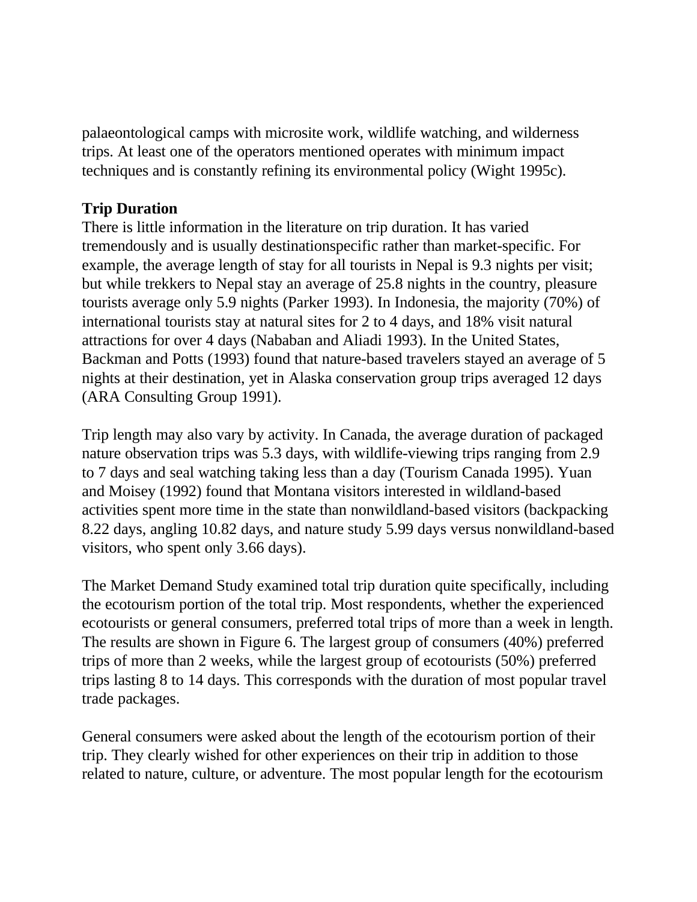palaeontological camps with microsite work, wildlife watching, and wilderness trips. At least one of the operators mentioned operates with minimum impact techniques and is constantly refining its environmental policy (Wight 1995c).

**Trip Duration**

There is little information in the literature on trip duration. It has varied tremendously and is usually destinationspecific rather than market-specific. For example, the average length of stay for all tourists in Nepal is 9.3 nights per visit; but while trekkers to Nepal stay an average of 25.8 nights in the country, pleasure tourists average only 5.9 nights (Parker 1993). In Indonesia, the majority (70%) of international tourists stay at natural sites for 2 to 4 days, and 18% visit natural attractions for over 4 days (Nababan and Aliadi 1993). In the United States, Backman and Potts (1993) found that nature-based travelers stayed an average of 5 nights at their destination, yet in Alaska conservation group trips averaged 12 days (ARA Consulting Group 1991).

Trip length may also vary by activity. In Canada, the average duration of packaged nature observation trips was 5.3 days, with wildlife-viewing trips ranging from 2.9 to 7 days and seal watching taking less than a day (Tourism Canada 1995). Yuan and Moisey (1992) found that Montana visitors interested in wildland-based activities spent more time in the state than nonwildland-based visitors (backpacking 8.22 days, angling 10.82 days, and nature study 5.99 days versus nonwildland-based visitors, who spent only 3.66 days).

The Market Demand Study examined total trip duration quite specifically, including the ecotourism portion of the total trip. Most respondents, whether the experienced ecotourists or general consumers, preferred total trips of more than a week in length. The results are shown in Figure 6. The largest group of consumers (40%) preferred trips of more than 2 weeks, while the largest group of ecotourists (50%) preferred trips lasting 8 to 14 days. This corresponds with the duration of most popular travel trade packages.

General consumers were asked about the length of the ecotourism portion of their trip. They clearly wished for other experiences on their trip in addition to those related to nature, culture, or adventure. The most popular length for the ecotourism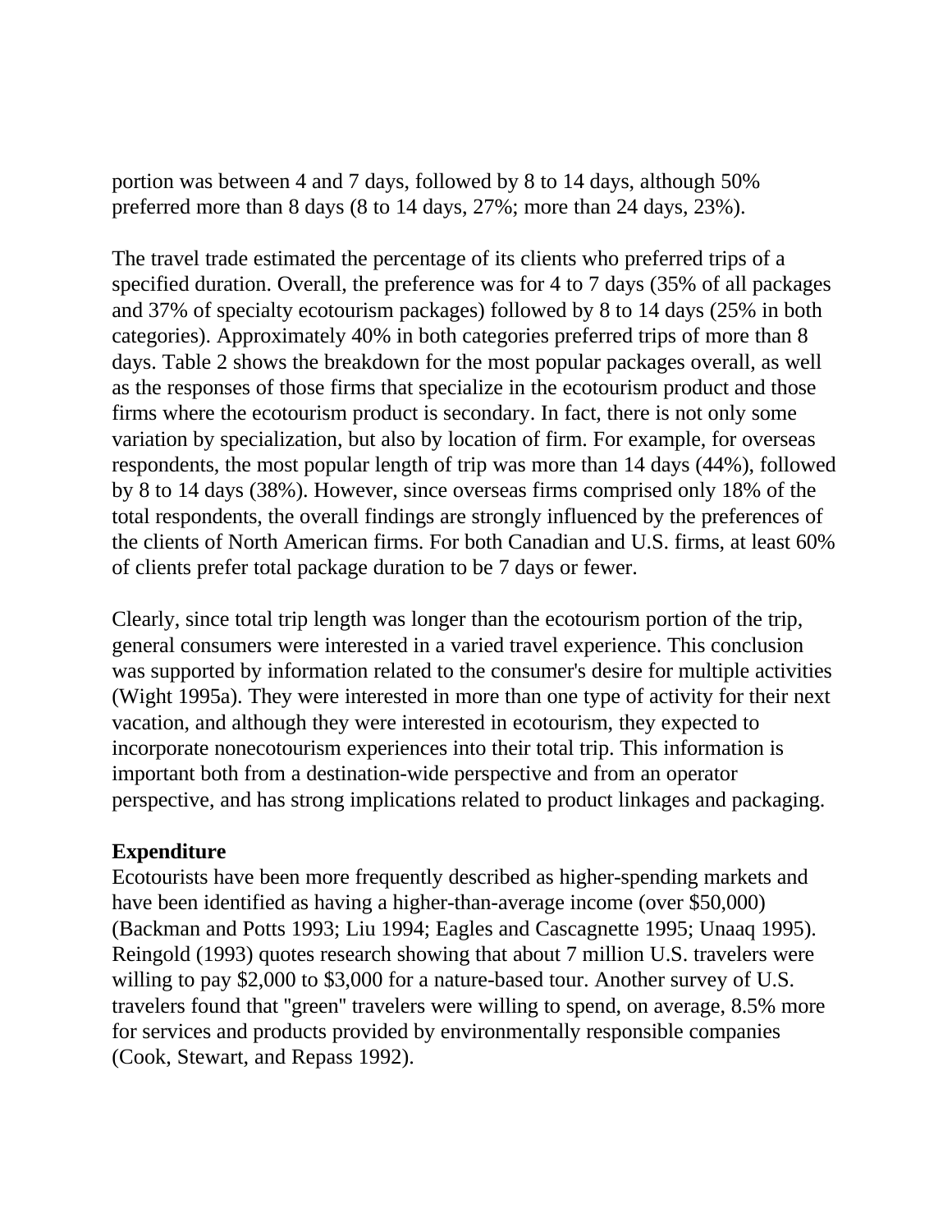portion was between 4 and 7 days, followed by 8 to 14 days, although 50% preferred more than 8 days (8 to 14 days, 27%; more than 24 days, 23%).

The travel trade estimated the percentage of its clients who preferred trips of a specified duration. Overall, the preference was for 4 to 7 days (35% of all packages and 37% of specialty ecotourism packages) followed by 8 to 14 days (25% in both categories). Approximately 40% in both categories preferred trips of more than 8 days. Table 2 shows the breakdown for the most popular packages overall, as well as the responses of those firms that specialize in the ecotourism product and those firms where the ecotourism product is secondary. In fact, there is not only some variation by specialization, but also by location of firm. For example, for overseas respondents, the most popular length of trip was more than 14 days (44%), followed by 8 to 14 days (38%). However, since overseas firms comprised only 18% of the total respondents, the overall findings are strongly influenced by the preferences of the clients of North American firms. For both Canadian and U.S. firms, at least 60% of clients prefer total package duration to be 7 days or fewer.

Clearly, since total trip length was longer than the ecotourism portion of the trip, general consumers were interested in a varied travel experience. This conclusion was supported by information related to the consumer's desire for multiple activities (Wight 1995a). They were interested in more than one type of activity for their next vacation, and although they were interested in ecotourism, they expected to incorporate nonecotourism experiences into their total trip. This information is important both from a destination-wide perspective and from an operator perspective, and has strong implications related to product linkages and packaging.

**Expenditure**

Ecotourists have been more frequently described as higher-spending markets and have been identified as having a higher-than-average income (over $50,000) (Backman and Potts 1993; Liu 1994; Eagles and Cascagnette 1995; Unaaq 1995). Reingold (1993) quotes research showing that about 7 million U.S. travelers were willing to pay $2,000 to $3,000 for a nature-based tour. Another survey of U.S. travelers found that "green" travelers were willing to spend, on average, 8.5% more for services and products provided by environmentally responsible companies (Cook, Stewart, and Repass 1992).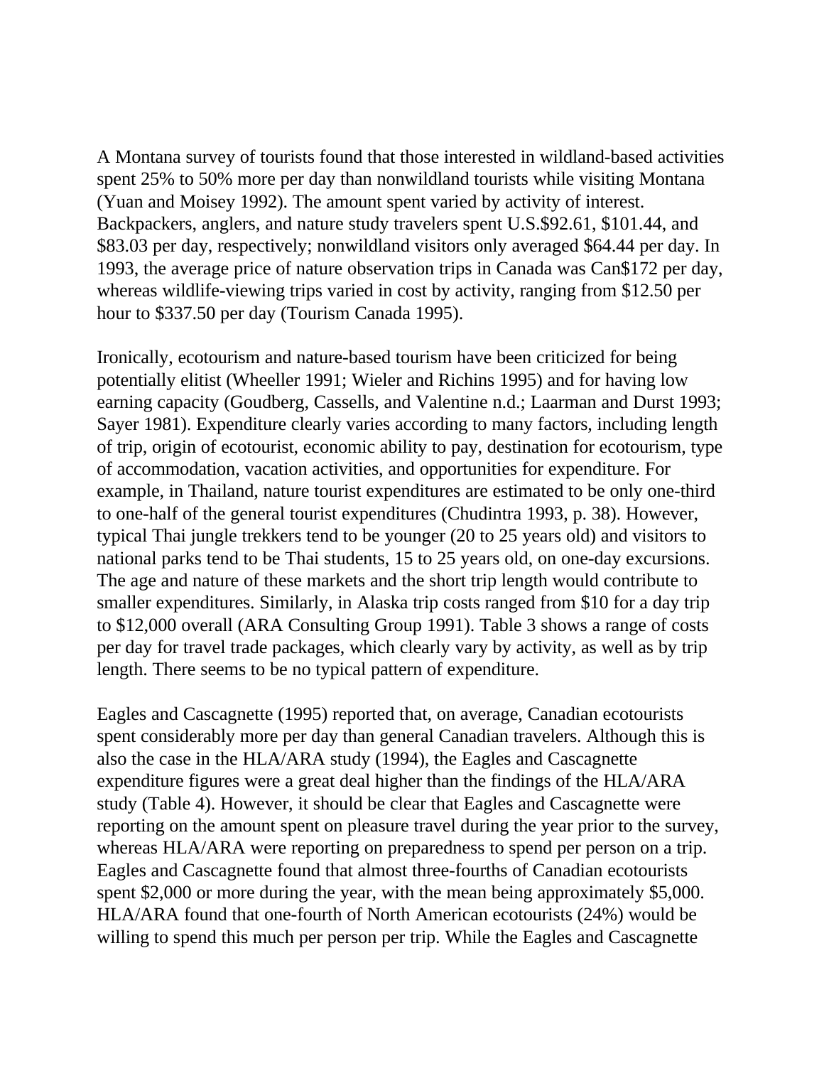A Montana survey of tourists found that those interested in wildland-based activities spent 25% to 50% more per day than nonwildland tourists while visiting Montana (Yuan and Moisey 1992). The amount spent varied by activity of interest. Backpackers, anglers, and nature study travelers spent U.S.$92.61, $101.44, and $83.03 per day, respectively; nonwildland visitors only averaged $64.44 per day. In 1993, the average price of nature observation trips in Canada was Can$172 per day, whereas wildlife-viewing trips varied in cost by activity, ranging from $12.50 per hour to $337.50 per day (Tourism Canada 1995).

Ironically, ecotourism and nature-based tourism have been criticized for being potentially elitist (Wheeller 1991; Wieler and Richins 1995) and for having low earning capacity (Goudberg, Cassells, and Valentine n.d.; Laarman and Durst 1993; Sayer 1981). Expenditure clearly varies according to many factors, including length of trip, origin of ecotourist, economic ability to pay, destination for ecotourism, type of accommodation, vacation activities, and opportunities for expenditure. For example, in Thailand, nature tourist expenditures are estimated to be only one-third to one-half of the general tourist expenditures (Chudintra 1993, p. 38). However, typical Thai jungle trekkers tend to be younger (20 to 25 years old) and visitors to national parks tend to be Thai students, 15 to 25 years old, on one-day excursions. The age and nature of these markets and the short trip length would contribute to smaller expenditures. Similarly, in Alaska trip costs ranged from $10 for a day trip to $12,000 overall (ARA Consulting Group 1991). Table 3 shows a range of costs per day for travel trade packages, which clearly vary by activity, as well as by trip length. There seems to be no typical pattern of expenditure.

Eagles and Cascagnette (1995) reported that, on average, Canadian ecotourists spent considerably more per day than general Canadian travelers. Although this is also the case in the HLA/ARA study (1994), the Eagles and Cascagnette expenditure figures were a great deal higher than the findings of the HLA/ARA study (Table 4). However, it should be clear that Eagles and Cascagnette were reporting on the amount spent on pleasure travel during the year prior to the survey, whereas HLA/ARA were reporting on preparedness to spend per person on a trip. Eagles and Cascagnette found that almost three-fourths of Canadian ecotourists spent $2,000 or more during the year, with the mean being approximately $5,000. HLA/ARA found that one-fourth of North American ecotourists (24%) would be willing to spend this much per person per trip. While the Eagles and Cascagnette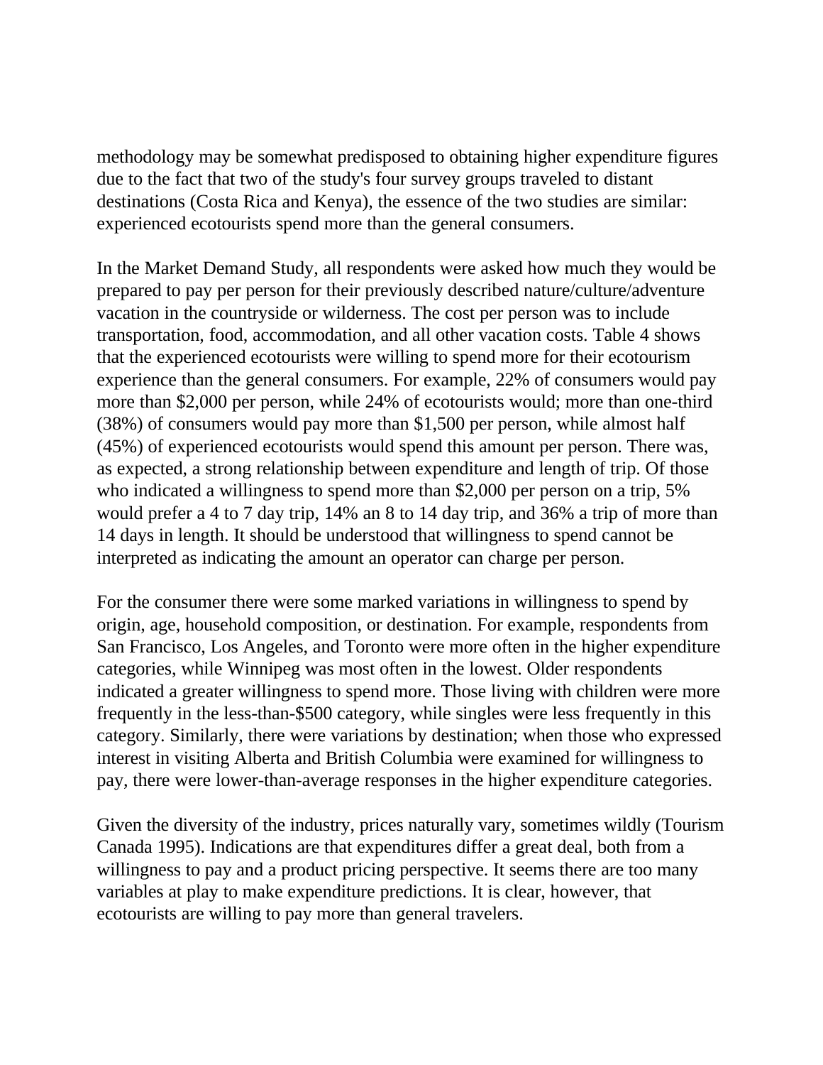methodology may be somewhat predisposed to obtaining higher expenditure figures due to the fact that two of the study's four survey groups traveled to distant destinations (Costa Rica and Kenya), the essence of the two studies are similar: experienced ecotourists spend more than the general consumers.

In the Market Demand Study, all respondents were asked how much they would be prepared to pay per person for their previously described nature/culture/adventure vacation in the countryside or wilderness. The cost per person was to include transportation, food, accommodation, and all other vacation costs. Table 4 shows that the experienced ecotourists were willing to spend more for their ecotourism experience than the general consumers. For example, 22% of consumers would pay more than $2,000 per person, while 24% of ecotourists would; more than one-third (38%) of consumers would pay more than $1,500 per person, while almost half (45%) of experienced ecotourists would spend this amount per person. There was, as expected, a strong relationship between expenditure and length of trip. Of those who indicated a willingness to spend more than $2,000 per person on a trip, 5% would prefer a 4 to 7 day trip, 14% an 8 to 14 day trip, and 36% a trip of more than 14 days in length. It should be understood that willingness to spend cannot be interpreted as indicating the amount an operator can charge per person.

For the consumer there were some marked variations in willingness to spend by origin, age, household composition, or destination. For example, respondents from San Francisco, Los Angeles, and Toronto were more often in the higher expenditure categories, while Winnipeg was most often in the lowest. Older respondents indicated a greater willingness to spend more. Those living with children were more frequently in the less-than-$500 category, while singles were less frequently in this category. Similarly, there were variations by destination; when those who expressed interest in visiting Alberta and British Columbia were examined for willingness to pay, there were lower-than-average responses in the higher expenditure categories.

Given the diversity of the industry, prices naturally vary, sometimes wildly (Tourism Canada 1995). Indications are that expenditures differ a great deal, both from a willingness to pay and a product pricing perspective. It seems there are too many variables at play to make expenditure predictions. It is clear, however, that ecotourists are willing to pay more than general travelers.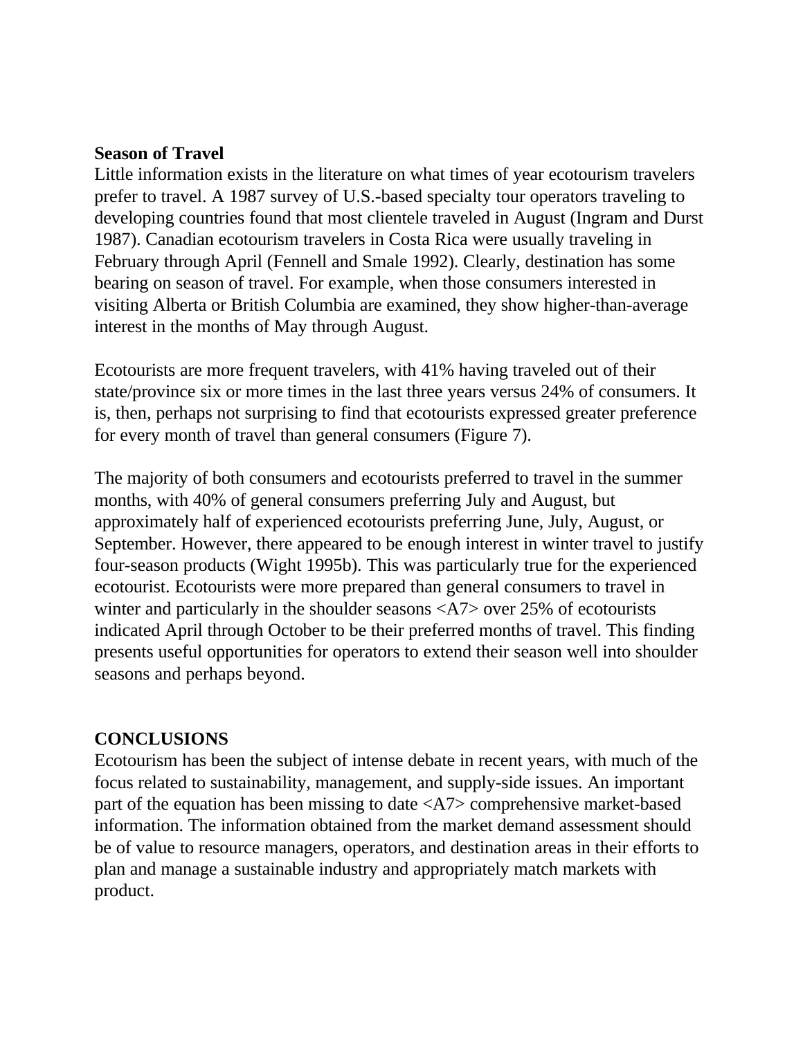**Season of Travel**

Little information exists in the literature on what times of year ecotourism travelers prefer to travel. A 1987 survey of U.S.-based specialty tour operators traveling to developing countries found that most clientele traveled in August (Ingram and Durst 1987). Canadian ecotourism travelers in Costa Rica were usually traveling in February through April (Fennell and Smale 1992). Clearly, destination has some bearing on season of travel. For example, when those consumers interested in visiting Alberta or British Columbia are examined, they show higher-than-average interest in the months of May through August.

Ecotourists are more frequent travelers, with 41% having traveled out of their state/province six or more times in the last three years versus 24% of consumers. It is, then, perhaps not surprising to find that ecotourists expressed greater preference for every month of travel than general consumers (Figure 7).

The majority of both consumers and ecotourists preferred to travel in the summer months, with 40% of general consumers preferring July and August, but approximately half of experienced ecotourists preferring June, July, August, or September. However, there appeared to be enough interest in winter travel to justify four-season products (Wight 1995b). This was particularly true for the experienced ecotourist. Ecotourists were more prepared than general consumers to travel in winter and particularly in the shoulder seasons <A7> over 25% of ecotourists indicated April through October to be their preferred months of travel. This finding presents useful opportunities for operators to extend their season well into shoulder seasons and perhaps beyond.

**CONCLUSIONS**

Ecotourism has been the subject of intense debate in recent years, with much of the focus related to sustainability, management, and supply-side issues. An important part of the equation has been missing to date <A7> comprehensive market-based information. The information obtained from the market demand assessment should be of value to resource managers, operators, and destination areas in their efforts to plan and manage a sustainable industry and appropriately match markets with product.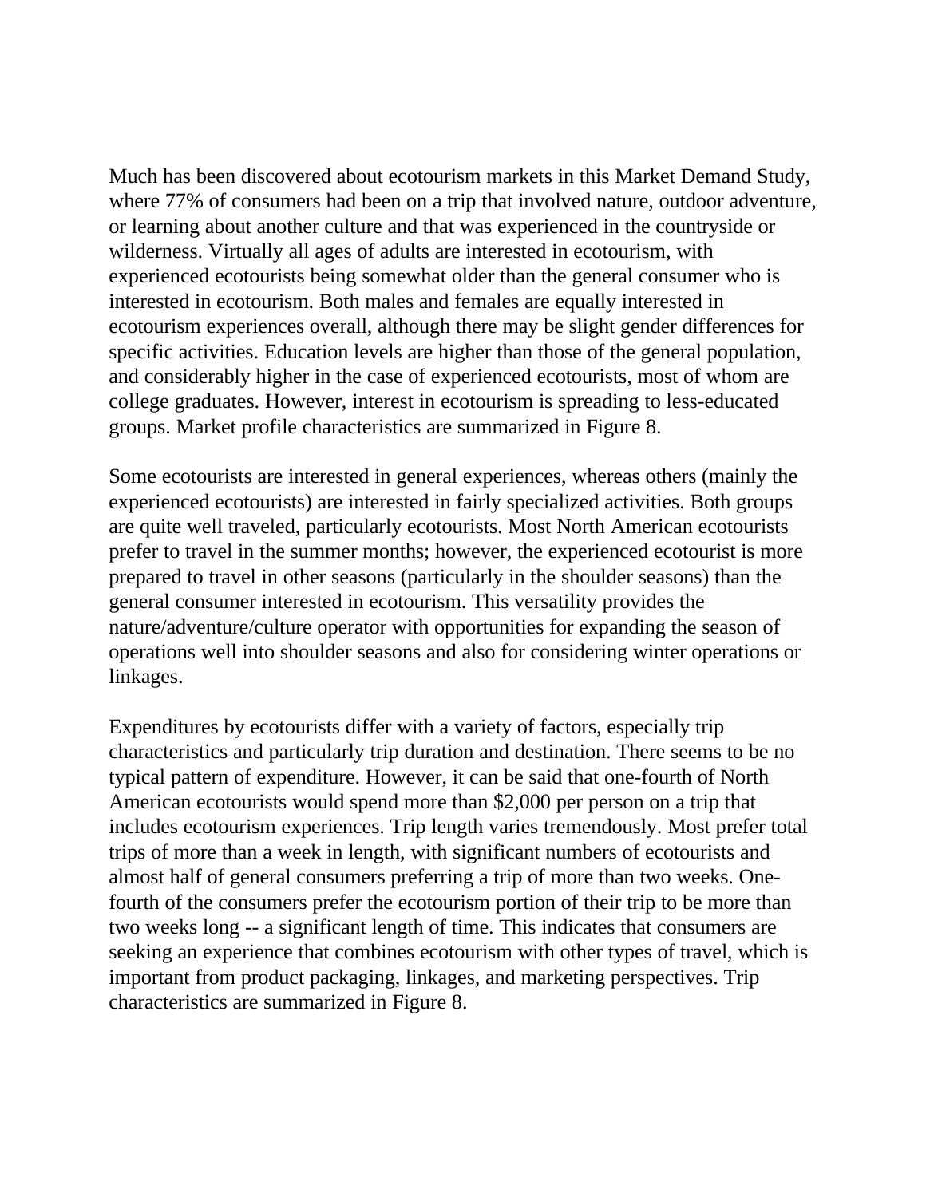Much has been discovered about ecotourism markets in this Market Demand Study, where 77% of consumers had been on a trip that involved nature, outdoor adventure, or learning about another culture and that was experienced in the countryside or wilderness. Virtually all ages of adults are interested in ecotourism, with experienced ecotourists being somewhat older than the general consumer who is interested in ecotourism. Both males and females are equally interested in ecotourism experiences overall, although there may be slight gender differences for specific activities. Education levels are higher than those of the general population, and considerably higher in the case of experienced ecotourists, most of whom are college graduates. However, interest in ecotourism is spreading to less-educated groups. Market profile characteristics are summarized in Figure 8.

Some ecotourists are interested in general experiences, whereas others (mainly the experienced ecotourists) are interested in fairly specialized activities. Both groups are quite well traveled, particularly ecotourists. Most North American ecotourists prefer to travel in the summer months; however, the experienced ecotourist is more prepared to travel in other seasons (particularly in the shoulder seasons) than the general consumer interested in ecotourism. This versatility provides the nature/adventure/culture operator with opportunities for expanding the season of operations well into shoulder seasons and also for considering winter operations or linkages.

Expenditures by ecotourists differ with a variety of factors, especially trip characteristics and particularly trip duration and destination. There seems to be no typical pattern of expenditure. However, it can be said that one-fourth of North American ecotourists would spend more than $2,000 per person on a trip that includes ecotourism experiences. Trip length varies tremendously. Most prefer total trips of more than a week in length, with significant numbers of ecotourists and almost half of general consumers preferring a trip of more than two weeks. One-fourth of the consumers prefer the ecotourism portion of their trip to be more than two weeks long -- a significant length of time. This indicates that consumers are seeking an experience that combines ecotourism with other types of travel, which is important from product packaging, linkages, and marketing perspectives. Trip characteristics are summarized in Figure 8.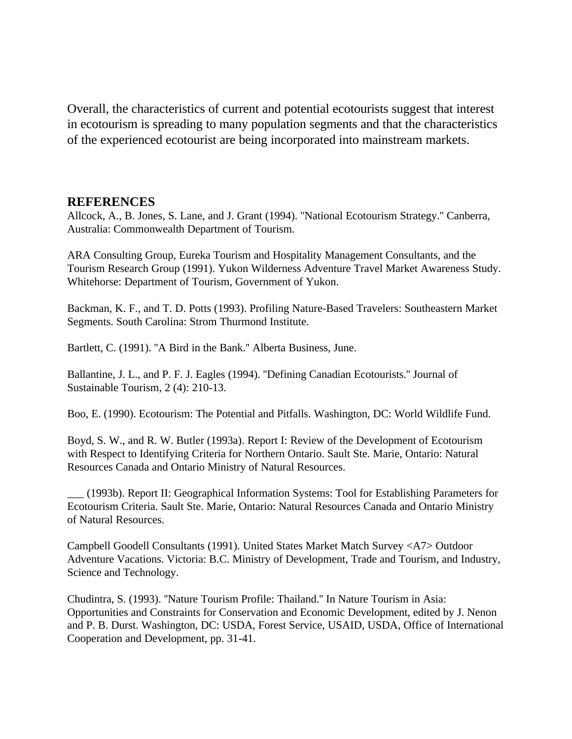Overall, the characteristics of current and potential ecotourists suggest that interest in ecotourism is spreading to many population segments and that the characteristics of the experienced ecotourist are being incorporated into mainstream markets.

## REFERENCES

Allcock, A., B. Jones, S. Lane, and J. Grant (1994). "National Ecotourism Strategy." Canberra, Australia: Commonwealth Department of Tourism.

ARA Consulting Group, Eureka Tourism and Hospitality Management Consultants, and the Tourism Research Group (1991). Yukon Wilderness Adventure Travel Market Awareness Study. Whitehorse: Department of Tourism, Government of Yukon.

Backman, K. F., and T. D. Potts (1993). Profiling Nature-Based Travelers: Southeastern Market Segments. South Carolina: Strom Thurmond Institute.

Bartlett, C. (1991). "A Bird in the Bank." Alberta Business, June.

Ballantine, J. L., and P. F. J. Eagles (1994). "Defining Canadian Ecotourists." Journal of Sustainable Tourism, 2 (4): 210-13.

Boo, E. (1990). Ecotourism: The Potential and Pitfalls. Washington, DC: World Wildlife Fund.

Boyd, S. W., and R. W. Butler (1993a). Report I: Review of the Development of Ecotourism with Respect to Identifying Criteria for Northern Ontario. Sault Ste. Marie, Ontario: Natural Resources Canada and Ontario Ministry of Natural Resources.

___ (1993b). Report II: Geographical Information Systems: Tool for Establishing Parameters for Ecotourism Criteria. Sault Ste. Marie, Ontario: Natural Resources Canada and Ontario Ministry of Natural Resources.

Campbell Goodell Consultants (1991). United States Market Match Survey <A7> Outdoor Adventure Vacations. Victoria: B.C. Ministry of Development, Trade and Tourism, and Industry, Science and Technology.

Chudintra, S. (1993). "Nature Tourism Profile: Thailand." In Nature Tourism in Asia: Opportunities and Constraints for Conservation and Economic Development, edited by J. Nenon and P. B. Durst. Washington, DC: USDA, Forest Service, USAID, USDA, Office of International Cooperation and Development, pp. 31-41.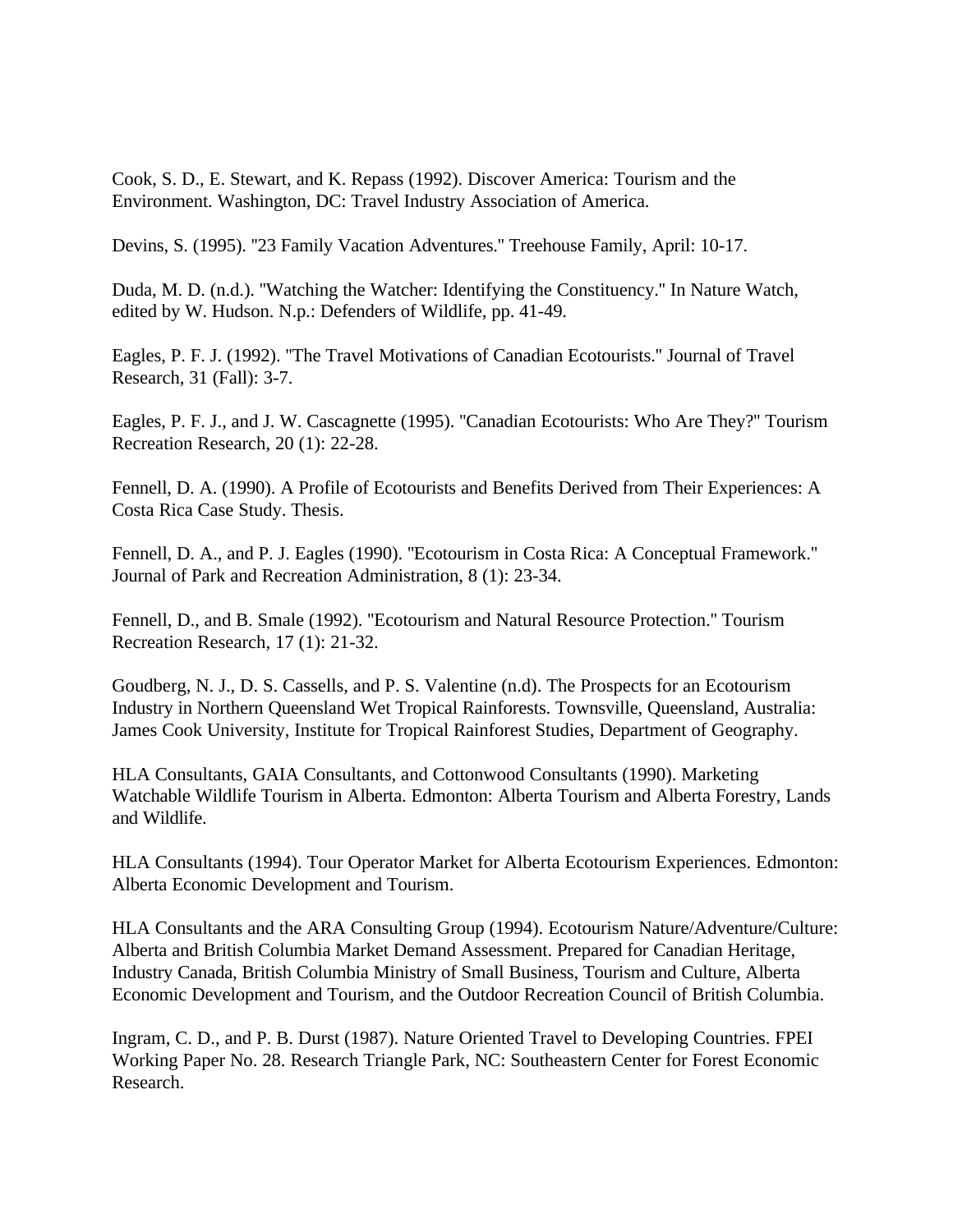Cook, S. D., E. Stewart, and K. Repass (1992). Discover America: Tourism and the Environment. Washington, DC: Travel Industry Association of America.

Devins, S. (1995). "23 Family Vacation Adventures." Treehouse Family, April: 10-17.

Duda, M. D. (n.d.). "Watching the Watcher: Identifying the Constituency." In Nature Watch, edited by W. Hudson. N.p.: Defenders of Wildlife, pp. 41-49.

Eagles, P. F. J. (1992). "The Travel Motivations of Canadian Ecotourists." Journal of Travel Research, 31 (Fall): 3-7.

Eagles, P. F. J., and J. W. Cascagnette (1995). "Canadian Ecotourists: Who Are They?" Tourism Recreation Research, 20 (1): 22-28.

Fennell, D. A. (1990). A Profile of Ecotourists and Benefits Derived from Their Experiences: A Costa Rica Case Study. Thesis.

Fennell, D. A., and P. J. Eagles (1990). "Ecotourism in Costa Rica: A Conceptual Framework." Journal of Park and Recreation Administration, 8 (1): 23-34.

Fennell, D., and B. Smale (1992). "Ecotourism and Natural Resource Protection." Tourism Recreation Research, 17 (1): 21-32.

Goudberg, N. J., D. S. Cassells, and P. S. Valentine (n.d). The Prospects for an Ecotourism Industry in Northern Queensland Wet Tropical Rainforests. Townsville, Queensland, Australia: James Cook University, Institute for Tropical Rainforest Studies, Department of Geography.

HLA Consultants, GAIA Consultants, and Cottonwood Consultants (1990). Marketing Watchable Wildlife Tourism in Alberta. Edmonton: Alberta Tourism and Alberta Forestry, Lands and Wildlife.

HLA Consultants (1994). Tour Operator Market for Alberta Ecotourism Experiences. Edmonton: Alberta Economic Development and Tourism.

HLA Consultants and the ARA Consulting Group (1994). Ecotourism Nature/Adventure/Culture: Alberta and British Columbia Market Demand Assessment. Prepared for Canadian Heritage, Industry Canada, British Columbia Ministry of Small Business, Tourism and Culture, Alberta Economic Development and Tourism, and the Outdoor Recreation Council of British Columbia.

Ingram, C. D., and P. B. Durst (1987). Nature Oriented Travel to Developing Countries. FPEI Working Paper No. 28. Research Triangle Park, NC: Southeastern Center for Forest Economic Research.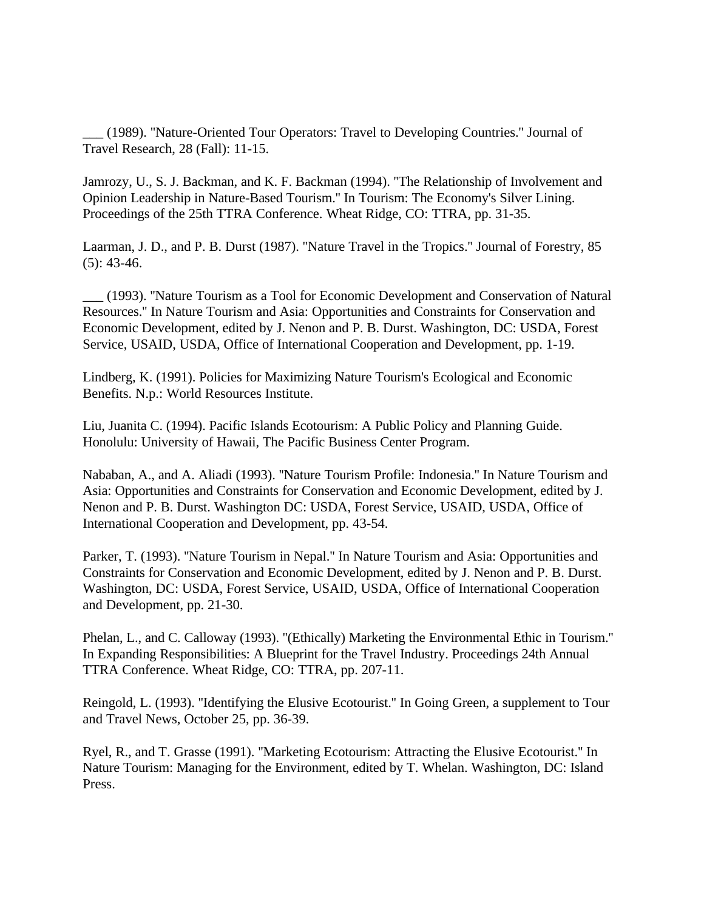___ (1989). "Nature-Oriented Tour Operators: Travel to Developing Countries." Journal of Travel Research, 28 (Fall): 11-15.

Jamrozy, U., S. J. Backman, and K. F. Backman (1994). "The Relationship of Involvement and Opinion Leadership in Nature-Based Tourism." In Tourism: The Economy's Silver Lining. Proceedings of the 25th TTRA Conference. Wheat Ridge, CO: TTRA, pp. 31-35.

Laarman, J. D., and P. B. Durst (1987). "Nature Travel in the Tropics." Journal of Forestry, 85 (5): 43-46.

___ (1993). "Nature Tourism as a Tool for Economic Development and Conservation of Natural Resources." In Nature Tourism and Asia: Opportunities and Constraints for Conservation and Economic Development, edited by J. Nenon and P. B. Durst. Washington, DC: USDA, Forest Service, USAID, USDA, Office of International Cooperation and Development, pp. 1-19.

Lindberg, K. (1991). Policies for Maximizing Nature Tourism's Ecological and Economic Benefits. N.p.: World Resources Institute.

Liu, Juanita C. (1994). Pacific Islands Ecotourism: A Public Policy and Planning Guide. Honolulu: University of Hawaii, The Pacific Business Center Program.

Nababan, A., and A. Aliadi (1993). "Nature Tourism Profile: Indonesia." In Nature Tourism and Asia: Opportunities and Constraints for Conservation and Economic Development, edited by J. Nenon and P. B. Durst. Washington DC: USDA, Forest Service, USAID, USDA, Office of International Cooperation and Development, pp. 43-54.

Parker, T. (1993). "Nature Tourism in Nepal." In Nature Tourism and Asia: Opportunities and Constraints for Conservation and Economic Development, edited by J. Nenon and P. B. Durst. Washington, DC: USDA, Forest Service, USAID, USDA, Office of International Cooperation and Development, pp. 21-30.

Phelan, L., and C. Calloway (1993). "(Ethically) Marketing the Environmental Ethic in Tourism." In Expanding Responsibilities: A Blueprint for the Travel Industry. Proceedings 24th Annual TTRA Conference. Wheat Ridge, CO: TTRA, pp. 207-11.

Reingold, L. (1993). "Identifying the Elusive Ecotourist." In Going Green, a supplement to Tour and Travel News, October 25, pp. 36-39.

Ryel, R., and T. Grasse (1991). "Marketing Ecotourism: Attracting the Elusive Ecotourist." In Nature Tourism: Managing for the Environment, edited by T. Whelan. Washington, DC: Island Press.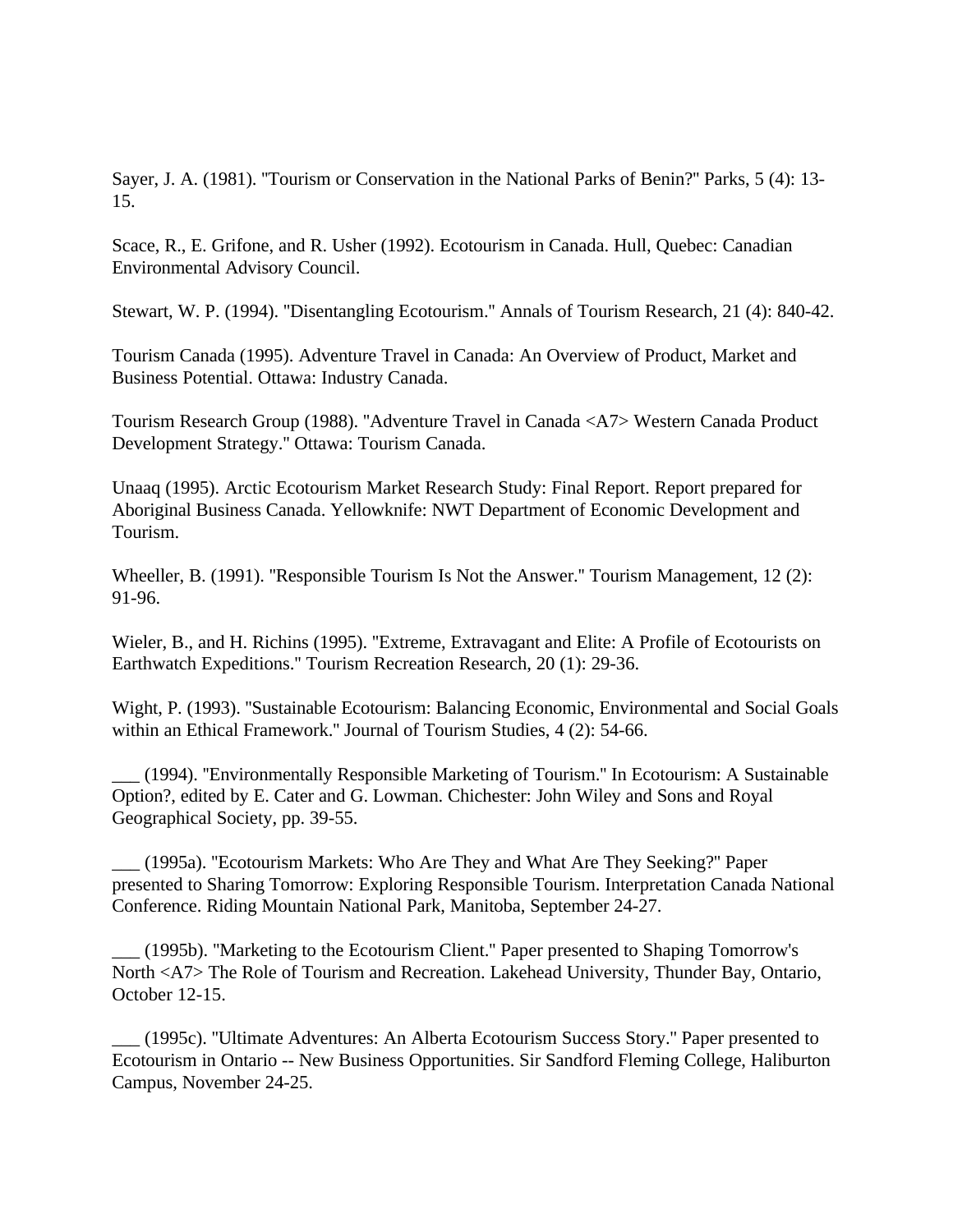Sayer, J. A. (1981). "Tourism or Conservation in the National Parks of Benin?" Parks, 5 (4): 13-15.

Scace, R., E. Grifone, and R. Usher (1992). Ecotourism in Canada. Hull, Quebec: Canadian Environmental Advisory Council.

Stewart, W. P. (1994). "Disentangling Ecotourism." Annals of Tourism Research, 21 (4): 840-42.

Tourism Canada (1995). Adventure Travel in Canada: An Overview of Product, Market and Business Potential. Ottawa: Industry Canada.

Tourism Research Group (1988). "Adventure Travel in Canada <A7> Western Canada Product Development Strategy." Ottawa: Tourism Canada.

Unaaq (1995). Arctic Ecotourism Market Research Study: Final Report. Report prepared for Aboriginal Business Canada. Yellowknife: NWT Department of Economic Development and Tourism.

Wheeller, B. (1991). "Responsible Tourism Is Not the Answer." Tourism Management, 12 (2): 91-96.

Wieler, B., and H. Richins (1995). "Extreme, Extravagant and Elite: A Profile of Ecotourists on Earthwatch Expeditions." Tourism Recreation Research, 20 (1): 29-36.

Wight, P. (1993). "Sustainable Ecotourism: Balancing Economic, Environmental and Social Goals within an Ethical Framework." Journal of Tourism Studies, 4 (2): 54-66.

___ (1994). "Environmentally Responsible Marketing of Tourism." In Ecotourism: A Sustainable Option?, edited by E. Cater and G. Lowman. Chichester: John Wiley and Sons and Royal Geographical Society, pp. 39-55.

___ (1995a). "Ecotourism Markets: Who Are They and What Are They Seeking?" Paper presented to Sharing Tomorrow: Exploring Responsible Tourism. Interpretation Canada National Conference. Riding Mountain National Park, Manitoba, September 24-27.

___ (1995b). "Marketing to the Ecotourism Client." Paper presented to Shaping Tomorrow's North <A7> The Role of Tourism and Recreation. Lakehead University, Thunder Bay, Ontario, October 12-15.

___ (1995c). "Ultimate Adventures: An Alberta Ecotourism Success Story." Paper presented to Ecotourism in Ontario -- New Business Opportunities. Sir Sandford Fleming College, Haliburton Campus, November 24-25.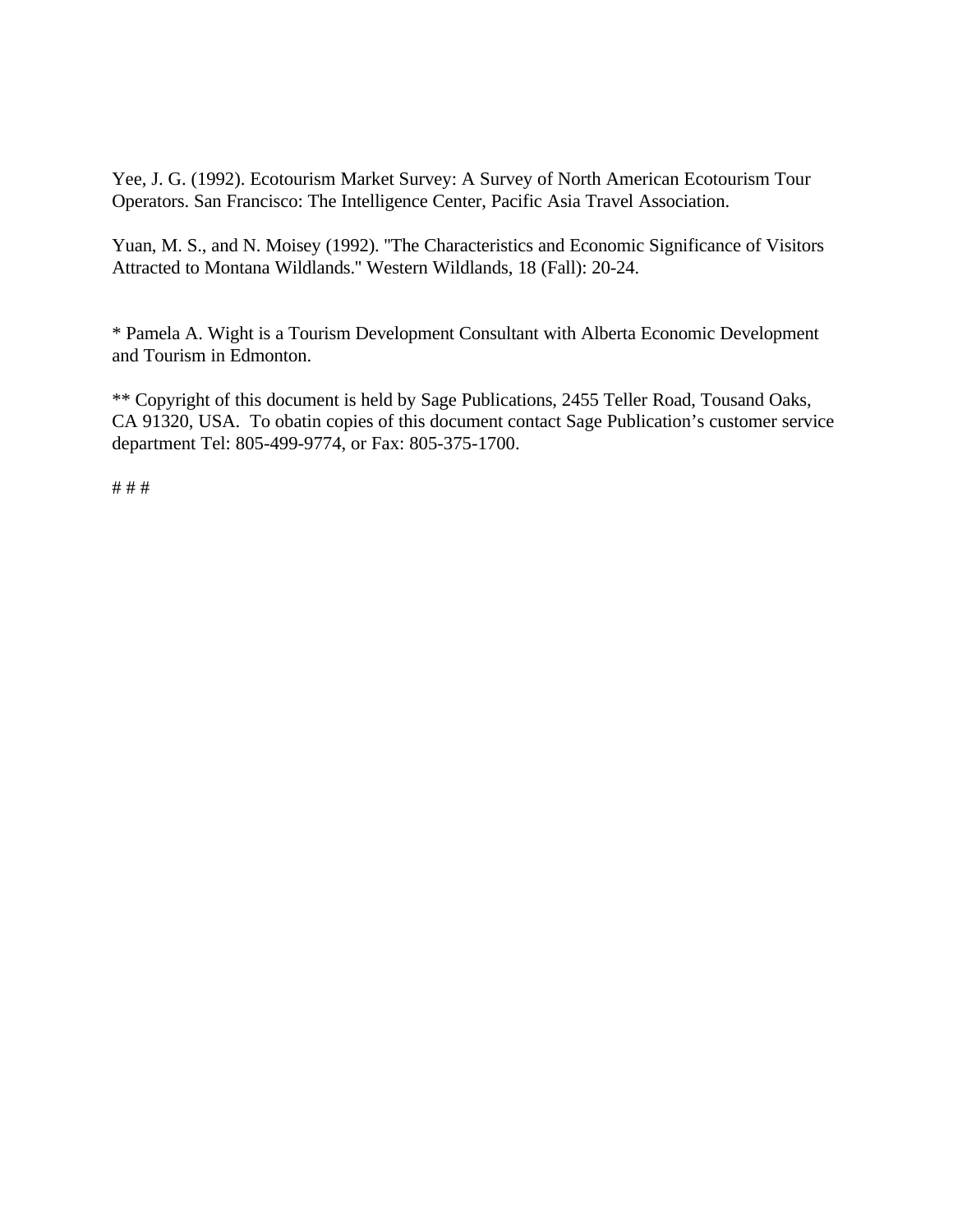Yee, J. G. (1992). Ecotourism Market Survey: A Survey of North American Ecotourism Tour Operators. San Francisco: The Intelligence Center, Pacific Asia Travel Association.

Yuan, M. S., and N. Moisey (1992). "The Characteristics and Economic Significance of Visitors Attracted to Montana Wildlands." Western Wildlands, 18 (Fall): 20-24.

* Pamela A. Wight is a Tourism Development Consultant with Alberta Economic Development and Tourism in Edmonton.

** Copyright of this document is held by Sage Publications, 2455 Teller Road, Tousand Oaks, CA 91320, USA. To obatin copies of this document contact Sage Publication's customer service department Tel: 805-499-9774, or Fax: 805-375-1700.

# # #